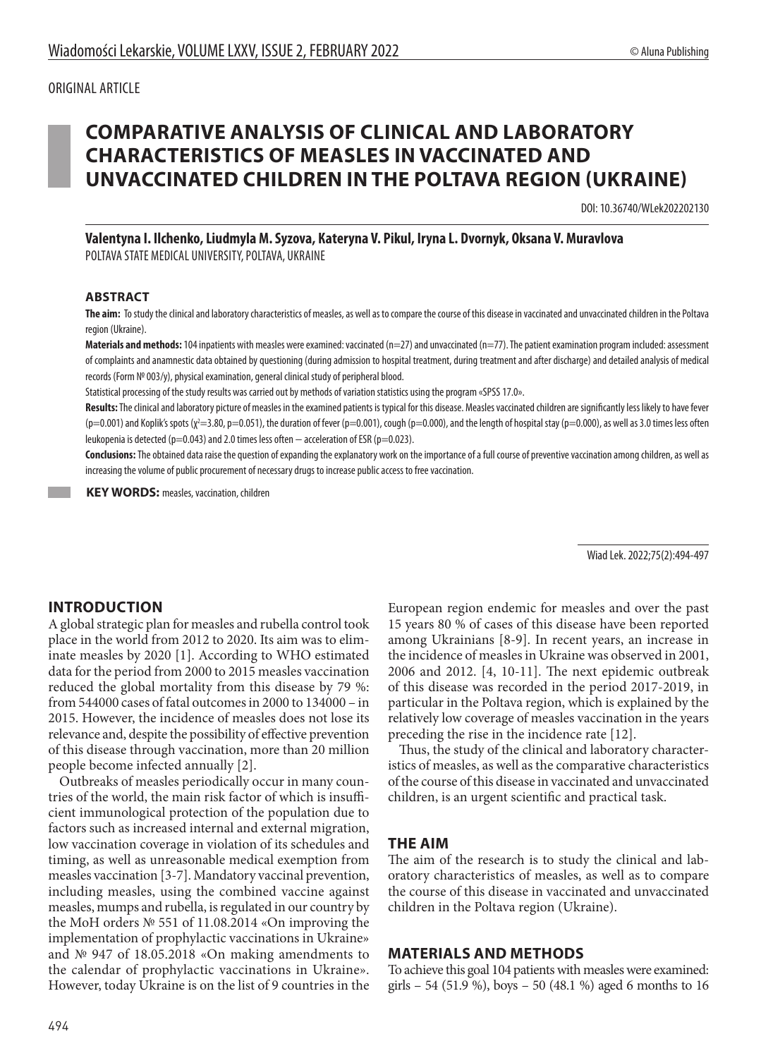ORIGINAL ARTICLE

# COMPARATIVE ANALYSIS OF CLINICAL AND LABORATORY CHARACTERISTICS OF MEASLES IN VACCINATED AND UNVACCINATED CHILDREN IN THE POLTAVA REGION (UKRAINE)

DOI: 10.36740/WLek202202130

**Valentyna I. Ilchenko, Liudmyla M. Syzova, Kateryna V. Pikul, Iryna L. Dvornyk, Oksana V. Muravlova**
POLTAVA STATE MEDICAL UNIVERSITY, POLTAVA, UKRAINE

## ABSTRACT

**The aim:** To study the clinical and laboratory characteristics of measles, as well as to compare the course of this disease in vaccinated and unvaccinated children in the Poltava region (Ukraine).

**Materials and methods:** 104 inpatients with measles were examined: vaccinated (n=27) and unvaccinated (n=77). The patient examination program included: assessment of complaints and anamnestic data obtained by questioning (during admission to hospital treatment, during treatment and after discharge) and detailed analysis of medical records (Form № 003/y), physical examination, general clinical study of peripheral blood.

Statistical processing of the study results was carried out by methods of variation statistics using the program «SPSS 17.0».

**Results:** The clinical and laboratory picture of measles in the examined patients is typical for this disease. Measles vaccinated children are significantly less likely to have fever (p=0.001) and Koplik's spots ($\chi^2$=3.80, p=0.051), the duration of fever (p=0.001), cough (p=0.000), and the length of hospital stay (p=0.000), as well as 3.0 times less often leukopenia is detected (p=0.043) and 2.0 times less often – acceleration of ESR (p=0.023).

**Conclusions:** The obtained data raise the question of expanding the explanatory work on the importance of a full course of preventive vaccination among children, as well as increasing the volume of public procurement of necessary drugs to increase public access to free vaccination.

**KEY WORDS:** measles, vaccination, children

Wiad Lek. 2022;75(2):494-497

## INTRODUCTION

A global strategic plan for measles and rubella control took place in the world from 2012 to 2020. Its aim was to eliminate measles by 2020 [1]. According to WHO estimated data for the period from 2000 to 2015 measles vaccination reduced the global mortality from this disease by 79 %: from 544000 cases of fatal outcomes in 2000 to 134000 – in 2015. However, the incidence of measles does not lose its relevance and, despite the possibility of effective prevention of this disease through vaccination, more than 20 million people become infected annually [2].

Outbreaks of measles periodically occur in many countries of the world, the main risk factor of which is insufficient immunological protection of the population due to factors such as increased internal and external migration, low vaccination coverage in violation of its schedules and timing, as well as unreasonable medical exemption from measles vaccination [3-7]. Mandatory vaccinal prevention, including measles, using the combined vaccine against measles, mumps and rubella, is regulated in our country by the MoH orders № 551 of 11.08.2014 «On improving the implementation of prophylactic vaccinations in Ukraine» and № 947 of 18.05.2018 «On making amendments to the calendar of prophylactic vaccinations in Ukraine». However, today Ukraine is on the list of 9 countries in the European region endemic for measles and over the past 15 years 80 % of cases of this disease have been reported among Ukrainians [8-9]. In recent years, an increase in the incidence of measles in Ukraine was observed in 2001, 2006 and 2012. [4, 10-11]. The next epidemic outbreak of this disease was recorded in the period 2017-2019, in particular in the Poltava region, which is explained by the relatively low coverage of measles vaccination in the years preceding the rise in the incidence rate [12].

Thus, the study of the clinical and laboratory characteristics of measles, as well as the comparative characteristics of the course of this disease in vaccinated and unvaccinated children, is an urgent scientific and practical task.

## THE AIM

The aim of the research is to study the clinical and laboratory characteristics of measles, as well as to compare the course of this disease in vaccinated and unvaccinated children in the Poltava region (Ukraine).

## MATERIALS AND METHODS

To achieve this goal 104 patients with measles were examined: girls – 54 (51.9 %), boys – 50 (48.1 %) aged 6 months to 16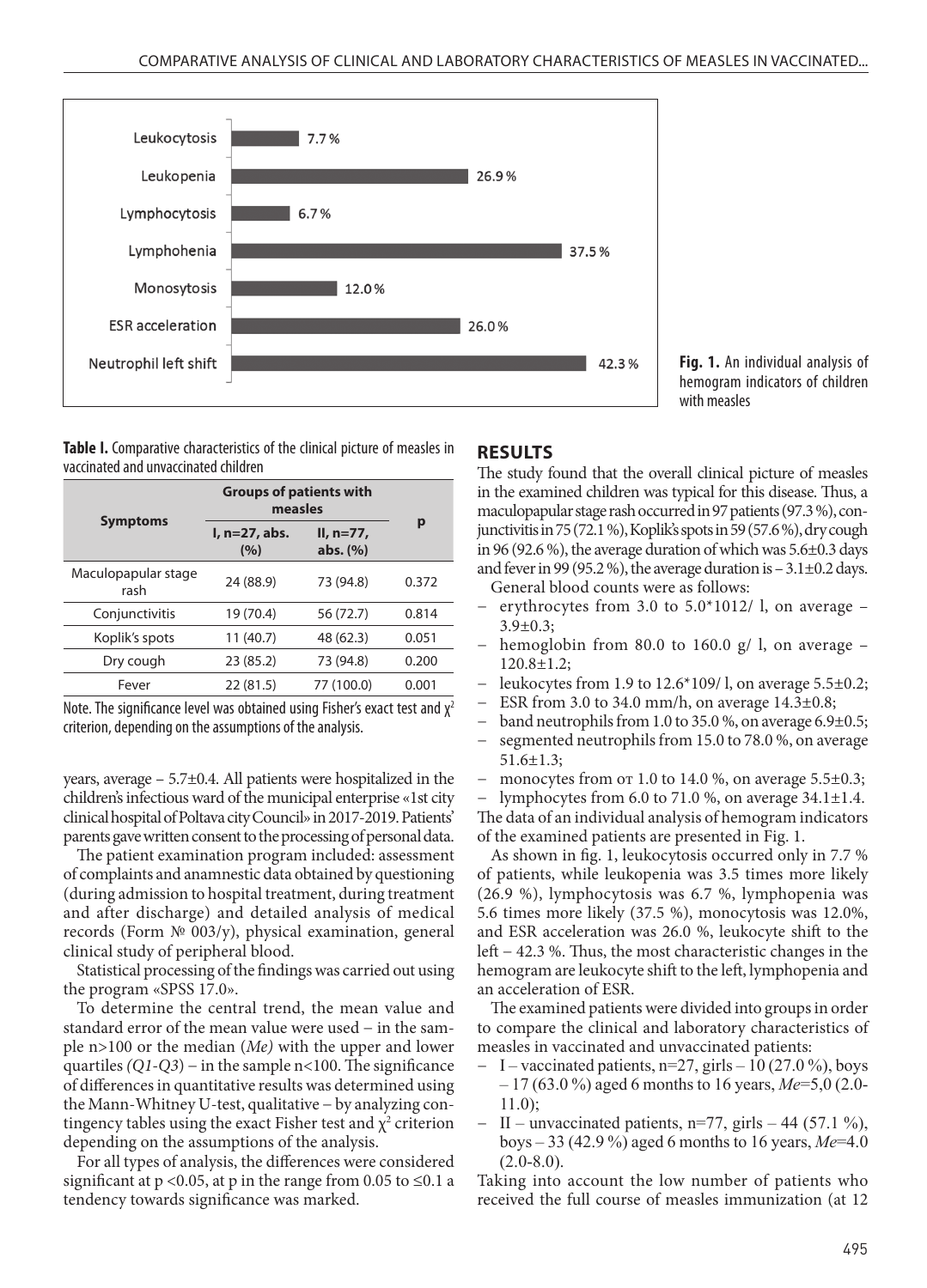Leukocytosis 7.7 %
Leukopenia 26.9 %
Lymphocytosis 6.7 %
Lymphohenia 37.5 %
Monosytosis 12.0 %
ESR acceleration 26.0 %
Neutrophil left shift 42.3 %

**Fig. 1.** An individual analysis of hemogram indicators of children with measles

**Table I.** Comparative characteristics of the clinical picture of measles in vaccinated and unvaccinated children

| Symptoms | Groups of patients with measles | | p |
|---|---|---|---|
| | I, n=27, abs. (%) | II, n=77, abs. (%) | |
| Maculopapular stage rash | 24 (88.9) | 73 (94.8) | 0.372 |
| Conjunctivitis | 19 (70.4) | 56 (72.7) | 0.814 |
| Koplik's spots | 11 (40.7) | 48 (62.3) | 0.051 |
| Dry cough | 23 (85.2) | 73 (94.8) | 0.200 |
| Fever | 22 (81.5) | 77 (100.0) | 0.001 |

Note. The significance level was obtained using Fisher's exact test and $\chi^2$ criterion, depending on the assumptions of the analysis.

years, average – 5.7±0.4. All patients were hospitalized in the children's infectious ward of the municipal enterprise «1st city clinical hospital of Poltava city Council» in 2017-2019. Patients' parents gave written consent to the processing of personal data.

The patient examination program included: assessment of complaints and anamnestic data obtained by questioning (during admission to hospital treatment, during treatment and after discharge) and detailed analysis of medical records (Form № 003/y), physical examination, general clinical study of peripheral blood.

Statistical processing of the findings was carried out using the program «SPSS 17.0».

To determine the central trend, the mean value and standard error of the mean value were used – in the sample n>100 or the median (*Me*) with the upper and lower quartiles *(Q1-Q3)* – in the sample n<100. The significance of differences in quantitative results was determined using the Mann-Whitney U-test, qualitative – by analyzing contingency tables using the exact Fisher test and $\chi^2$ criterion depending on the assumptions of the analysis.

For all types of analysis, the differences were considered significant at $p < 0.05$, at p in the range from 0.05 to ≤0.1 a tendency towards significance was marked.

## RESULTS

The study found that the overall clinical picture of measles in the examined children was typical for this disease. Thus, a maculopapular stage rash occurred in 97 patients (97.3 %), conjunctivitis in 75 (72.1 %), Koplik's spots in 59 (57.6 %), dry cough in 96 (92.6 %), the average duration of which was 5.6±0.3 days and fever in 99 (95.2 %), the average duration is – 3.1±0.2 days.

General blood counts were as follows:

- erythrocytes from 3.0 to 5.0*1012/ l, on average – 3.9±0.3;
- hemoglobin from 80.0 to 160.0 g/ l, on average – 120.8±1.2;
- leukocytes from 1.9 to 12.6*109/ l, on average 5.5±0.2;
- ESR from 3.0 to 34.0 mm/h, on average 14.3±0.8;
- band neutrophils from 1.0 to 35.0 %, on average 6.9±0.5;
- segmented neutrophils from 15.0 to 78.0 %, on average 51.6±1.3;
- monocytes from от 1.0 to 14.0 %, on average 5.5±0.3;
- lymphocytes from 6.0 to 71.0 %, on average 34.1±1.4.

The data of an individual analysis of hemogram indicators of the examined patients are presented in Fig. 1.

As shown in fig. 1, leukocytosis occurred only in 7.7 % of patients, while leukopenia was 3.5 times more likely (26.9 %), lymphocytosis was 6.7 %, lymphopenia was 5.6 times more likely (37.5 %), monocytosis was 12.0%, and ESR acceleration was 26.0 %, leukocyte shift to the left – 42.3 %. Thus, the most characteristic changes in the hemogram are leukocyte shift to the left, lymphopenia and an acceleration of ESR.

The examined patients were divided into groups in order to compare the clinical and laboratory characteristics of measles in vaccinated and unvaccinated patients:

- I – vaccinated patients, n=27, girls – 10 (27.0 %), boys – 17 (63.0 %) aged 6 months to 16 years, *Me*=5,0 (2.0-11.0);
- II – unvaccinated patients, n=77, girls – 44 (57.1 %), boys – 33 (42.9 %) aged 6 months to 16 years, *Me*=4.0 (2.0-8.0).

Taking into account the low number of patients who received the full course of measles immunization (at 12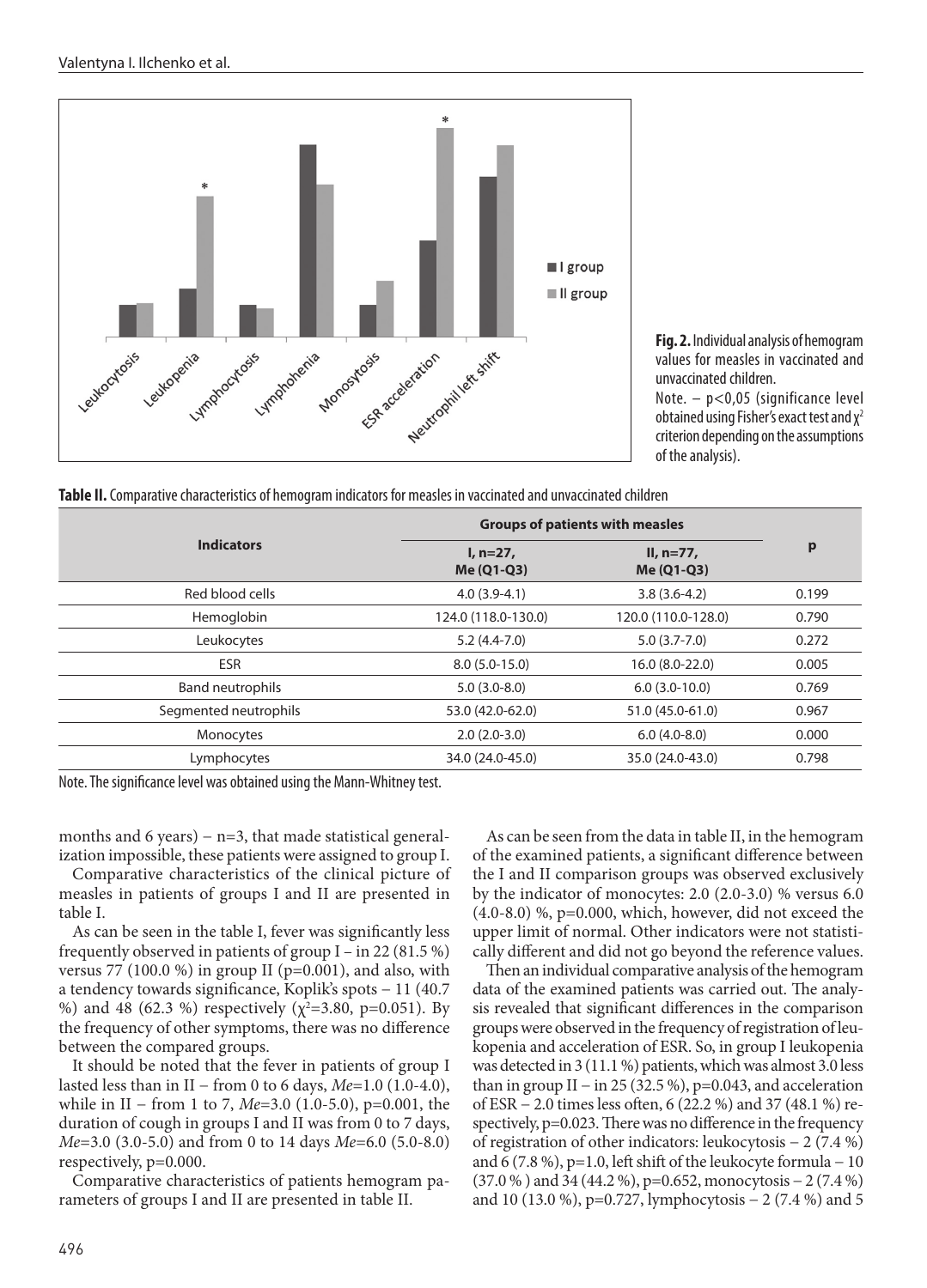Fig. 2. Individual analysis of hemogram values for measles in vaccinated and unvaccinated children.
Note. – $p<0,05$ (significance level obtained using Fisher's exact test and $\chi^2$ criterion depending on the assumptions of the analysis).

**Table II.** Comparative characteristics of hemogram indicators for measles in vaccinated and unvaccinated children

| Indicators | Groups of patients with measles | | p |
|---|---|---|---|
| | I, n=27, Me (Q1-Q3) | II, n=77, Me (Q1-Q3) | |
| Red blood cells | 4.0 (3.9-4.1) | 3.8 (3.6-4.2) | 0.199 |
| Hemoglobin | 124.0 (118.0-130.0) | 120.0 (110.0-128.0) | 0.790 |
| Leukocytes | 5.2 (4.4-7.0) | 5.0 (3.7-7.0) | 0.272 |
| ESR | 8.0 (5.0-15.0) | 16.0 (8.0-22.0) | 0.005 |
| Band neutrophils | 5.0 (3.0-8.0) | 6.0 (3.0-10.0) | 0.769 |
| Segmented neutrophils | 53.0 (42.0-62.0) | 51.0 (45.0-61.0) | 0.967 |
| Monocytes | 2.0 (2.0-3.0) | 6.0 (4.0-8.0) | 0.000 |
| Lymphocytes | 34.0 (24.0-45.0) | 35.0 (24.0-43.0) | 0.798 |

Note. The significance level was obtained using the Mann-Whitney test.

months and 6 years) – n=3, that made statistical generalization impossible, these patients were assigned to group I.

Comparative characteristics of the clinical picture of measles in patients of groups I and II are presented in table I.

As can be seen in the table I, fever was significantly less frequently observed in patients of group I – in 22 (81.5 %) versus 77 (100.0 %) in group II (p=0.001), and also, with a tendency towards significance, Koplik's spots – 11 (40.7 %) and 48 (62.3 %) respectively ($\chi^2$=3.80, p=0.051). By the frequency of other symptoms, there was no difference between the compared groups.

It should be noted that the fever in patients of group I lasted less than in II – from 0 to 6 days, *Me*=1.0 (1.0-4.0), while in II – from 1 to 7, *Me*=3.0 (1.0-5.0), p=0.001, the duration of cough in groups I and II was from 0 to 7 days, *Me*=3.0 (3.0-5.0) and from 0 to 14 days *Me*=6.0 (5.0-8.0) respectively, p=0.000.

Comparative characteristics of patients hemogram parameters of groups I and II are presented in table II.

As can be seen from the data in table II, in the hemogram of the examined patients, a significant difference between the I and II comparison groups was observed exclusively by the indicator of monocytes: 2.0 (2.0-3.0) % versus 6.0 (4.0-8.0) %, p=0.000, which, however, did not exceed the upper limit of normal. Other indicators were not statistically different and did not go beyond the reference values.

Then an individual comparative analysis of the hemogram data of the examined patients was carried out. The analysis revealed that significant differences in the comparison groups were observed in the frequency of registration of leukopenia and acceleration of ESR. So, in group I leukopenia was detected in 3 (11.1 %) patients, which was almost 3.0 less than in group II – in 25 (32.5 %), p=0.043, and acceleration of ESR – 2.0 times less often, 6 (22.2 %) and 37 (48.1 %) respectively, p=0.023. There was no difference in the frequency of registration of other indicators: leukocytosis – 2 (7.4 %) and 6 (7.8 %), p=1.0, left shift of the leukocyte formula – 10 (37.0 % ) and 34 (44.2 %), p=0.652, monocytosis – 2 (7.4 %) and 10 (13.0 %), p=0.727, lymphocytosis – 2 (7.4 %) and 5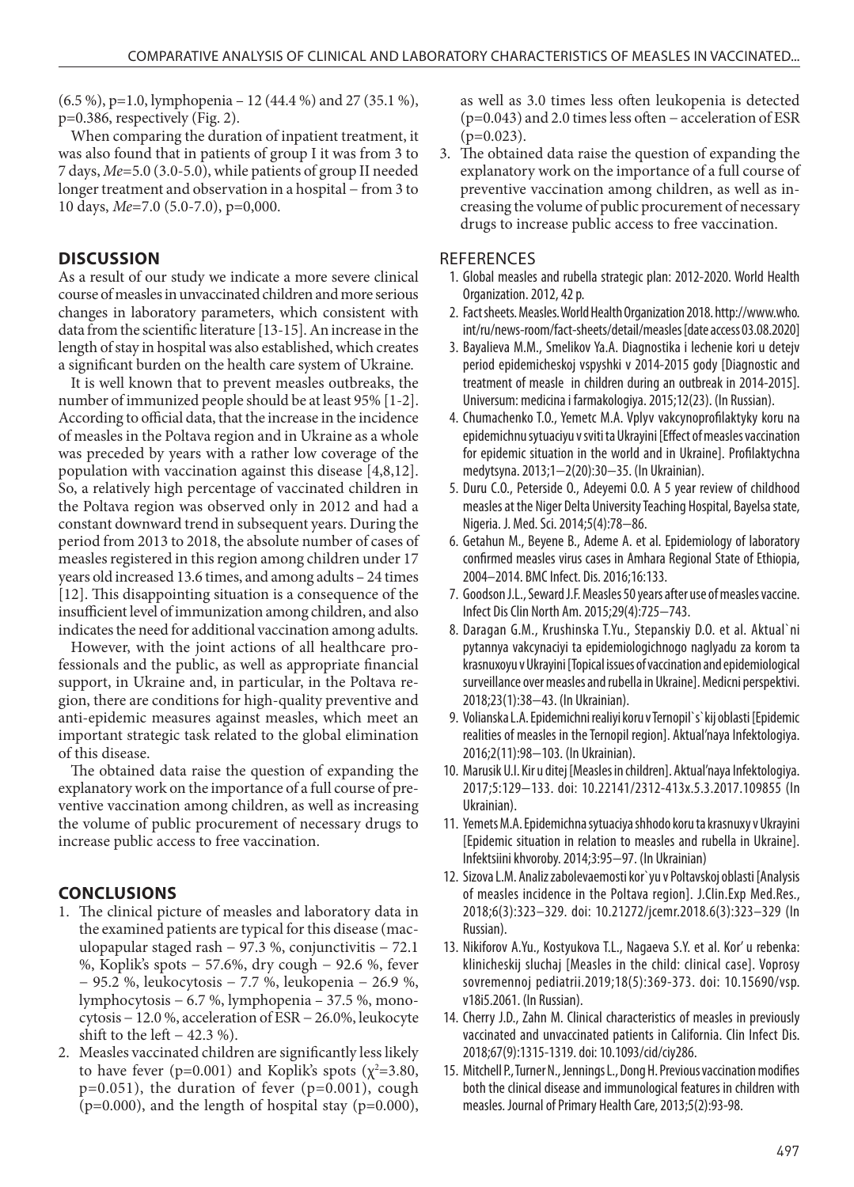(6.5 %), p=1.0, lymphopenia – 12 (44.4 %) and 27 (35.1 %), p=0.386, respectively (Fig. 2).

When comparing the duration of inpatient treatment, it was also found that in patients of group I it was from 3 to 7 days, *Me*=5.0 (3.0-5.0), while patients of group II needed longer treatment and observation in a hospital – from 3 to 10 days, *Me*=7.0 (5.0-7.0), p=0,000.

## DISCUSSION

As a result of our study we indicate a more severe clinical course of measles in unvaccinated children and more serious changes in laboratory parameters, which consistent with data from the scientific literature [13-15]. An increase in the length of stay in hospital was also established, which creates a significant burden on the health care system of Ukraine.

It is well known that to prevent measles outbreaks, the number of immunized people should be at least 95% [1-2]. According to official data, that the increase in the incidence of measles in the Poltava region and in Ukraine as a whole was preceded by years with a rather low coverage of the population with vaccination against this disease [4,8,12]. So, a relatively high percentage of vaccinated children in the Poltava region was observed only in 2012 and had a constant downward trend in subsequent years. During the period from 2013 to 2018, the absolute number of cases of measles registered in this region among children under 17 years old increased 13.6 times, and among adults – 24 times [12]. This disappointing situation is a consequence of the insufficient level of immunization among children, and also indicates the need for additional vaccination among adults.

However, with the joint actions of all healthcare professionals and the public, as well as appropriate financial support, in Ukraine and, in particular, in the Poltava region, there are conditions for high-quality preventive and anti-epidemic measures against measles, which meet an important strategic task related to the global elimination of this disease.

The obtained data raise the question of expanding the explanatory work on the importance of a full course of preventive vaccination among children, as well as increasing the volume of public procurement of necessary drugs to increase public access to free vaccination.

## CONCLUSIONS

1. The clinical picture of measles and laboratory data in the examined patients are typical for this disease (maculopapular staged rash – 97.3 %, conjunctivitis – 72.1 %, Koplik's spots – 57.6%, dry cough – 92.6 %, fever – 95.2 %, leukocytosis – 7.7 %, leukopenia – 26.9 %, lymphocytosis – 6.7 %, lymphopenia – 37.5 %, monocytosis – 12.0 %, acceleration of ESR – 26.0%, leukocyte shift to the left – 42.3 %).
2. Measles vaccinated children are significantly less likely to have fever (p=0.001) and Koplik's spots ($\chi^2$=3.80, p=0.051), the duration of fever (p=0.001), cough (p=0.000), and the length of hospital stay (p=0.000), as well as 3.0 times less often leukopenia is detected (p=0.043) and 2.0 times less often – acceleration of ESR (p=0.023).
3. The obtained data raise the question of expanding the explanatory work on the importance of a full course of preventive vaccination among children, as well as increasing the volume of public procurement of necessary drugs to increase public access to free vaccination.

## REFERENCES

1. Global measles and rubella strategic plan: 2012-2020. World Health Organization. 2012, 42 p.
2. Fact sheets. Measles. World Health Organization 2018. http://www.who.int/ru/news-room/fact-sheets/detail/measles [date access 03.08.2020]
3. Bayalieva M.M., Smelikov Ya.A. Diagnostika i lechenie kori u detejv period epidemicheskoj vspyshki v 2014-2015 gody [Diagnostic and treatment of measle in children during an outbreak in 2014-2015]. Universum: medicina i farmakologiya. 2015;12(23). (In Russian).
4. Chumachenko T.O., Yemetc M.A. Vplyv vakcynoprofilaktyky koru na epidemichnu sytuaciyu v sviti ta Ukrayini [Effect of measles vaccination for epidemic situation in the world and in Ukraine]. Profilaktychna medytsyna. 2013;1—2(20):30—35. (In Ukrainian).
5. Duru C.O., Peterside O., Adeyemi O.O. A 5 year review of childhood measles at the Niger Delta University Teaching Hospital, Bayelsa state, Nigeria. J. Med. Sci. 2014;5(4):78—86.
6. Getahun M., Beyene B., Ademe A. et al. Epidemiology of laboratory confirmed measles virus cases in Amhara Regional State of Ethiopia, 2004–2014. BMC Infect. Dis. 2016;16:133.
7. Goodson J.L., Seward J.F. Measles 50 years after use of measles vaccine. Infect Dis Clin North Am. 2015;29(4):725—743.
8. Daragan G.M., Krushinska T.Yu., Stepanskiy D.O. et al. Aktual`ni pytannya vakcynaciyi ta epidemiologichnogo naglyadu za korom ta krasnuxoyu v Ukrayini [Topical issues of vaccination and epidemiological surveillance over measles and rubella in Ukraine]. Medicni perspektivi. 2018;23(1):38—43. (In Ukrainian).
9. Volianska L.A. Epidemichni realiyi koru v Ternopil`s`kij oblasti [Epidemic realities of measles in the Ternopil region]. Aktual'naya Infektologiya. 2016;2(11):98—103. (In Ukrainian).
10. Marusik U.I. Kir u ditej [Measles in children]. Aktual'naya Infektologiya. 2017;5:129—133. doi: 10.22141/2312-413x.5.3.2017.109855 (In Ukrainian).
11. Yemets M.A. Epidemichna sytuaciya shhodo koru ta krasnuxy v Ukrayini [Epidemic situation in relation to measles and rubella in Ukraine]. Infektsiini khvoroby. 2014;3:95—97. (In Ukrainian)
12. Sizova L.M. Analiz zabolevaemosti kor`yu v Poltavskoj oblasti [Analysis of measles incidence in the Poltava region]. J.Clin.Exp Med.Res., 2018;6(3):323–329. doi: 10.21272/jcemr.2018.6(3):323–329 (In Russian).
13. Nikiforov A.Yu., Kostyukova T.L., Nagaeva S.Y. et al. Kor' u rebenka: klinicheskij sluchaj [Measles in the child: clinical case]. Voprosy sovremennoj pediatrii.2019;18(5):369-373. doi: 10.15690/vsp.v18i5.2061. (In Russian).
14. Cherry J.D., Zahn M. Clinical characteristics of measles in previously vaccinated and unvaccinated patients in California. Clin Infect Dis. 2018;67(9):1315-1319. doi: 10.1093/cid/ciy286.
15. Mitchell P., Turner N., Jennings L., Dong H. Previous vaccination modifies both the clinical disease and immunological features in children with measles. Journal of Primary Health Care, 2013;5(2):93-98.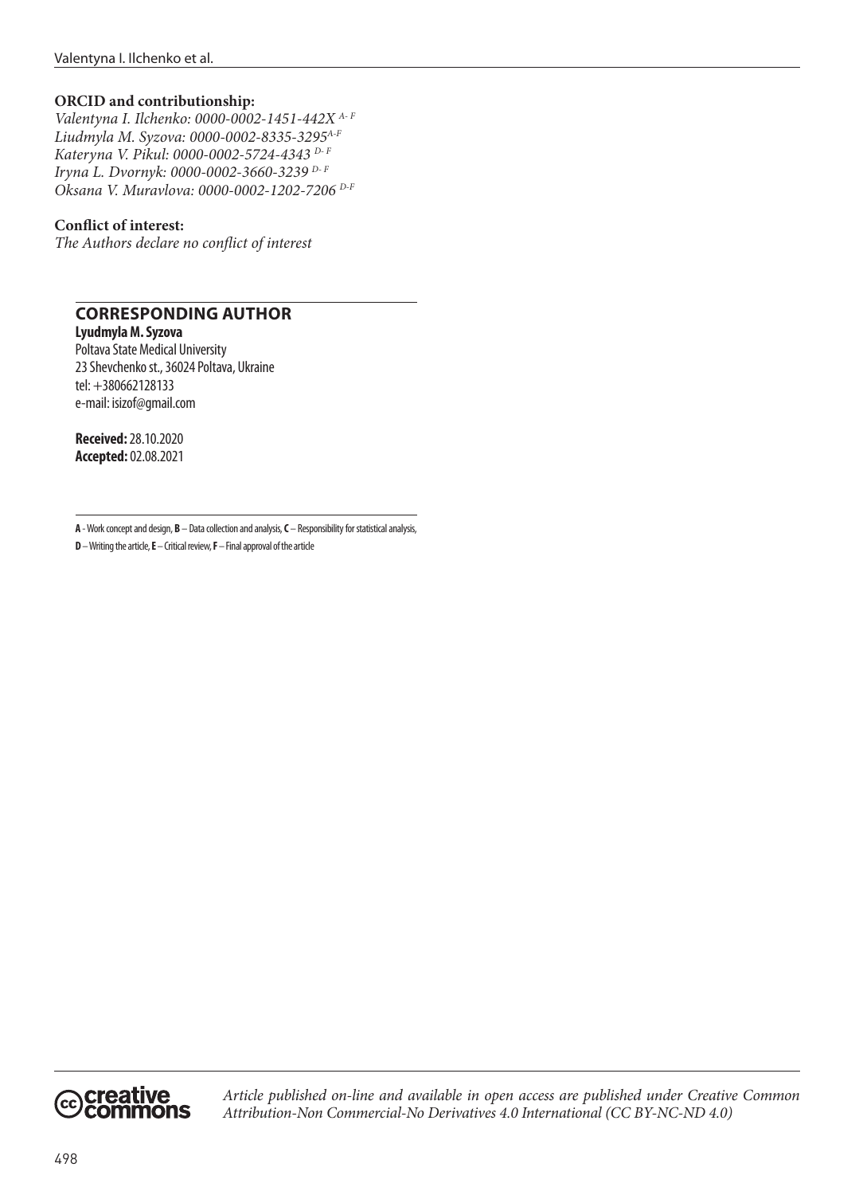**ORCID and contributionship:**

*Valentyna I. Ilchenko: 0000-0002-1451-442X [A-F]*
*Liudmyla M. Syzova: 0000-0002-8335-3295[A-F]*
*Kateryna V. Pikul: 0000-0002-5724-4343 [D-F]*
*Iryna L. Dvornyk: 0000-0002-3660-3239 [D-F]*
*Oksana V. Muravlova: 0000-0002-1202-7206 [D-F]*

**Conflict of interest:**

*The Authors declare no conflict of interest*

## CORRESPONDING AUTHOR

**Lyudmyla M. Syzova**
Poltava State Medical University
23 Shevchenko st., 36024 Poltava, Ukraine
tel: +380662128133
e-mail: isizof@gmail.com

**Received:** 28.10.2020
**Accepted:** 02.08.2021

**A** - Work concept and design, **B** – Data collection and analysis, **C** – Responsibility for statistical analysis,
**D** – Writing the article, **E** – Critical review, **F** – Final approval of the article

*Article published on-line and available in open access are published under Creative Common Attribution-Non Commercial-No Derivatives 4.0 International (CC BY-NC-ND 4.0)*